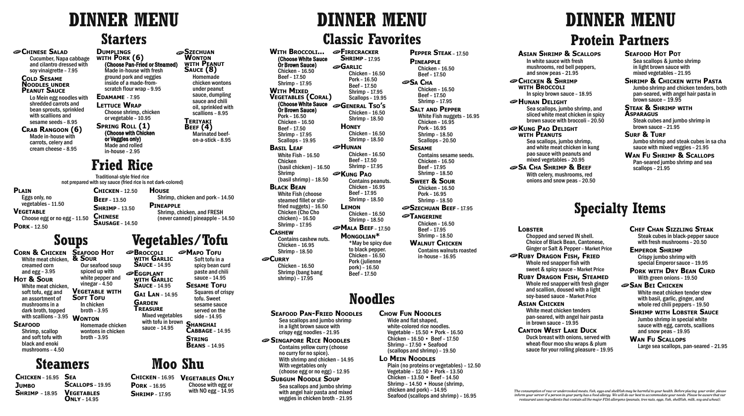# DINNER MENU

## Starters

**Chinese Salad**
Cucumber, Napa cabbage and cilantro dressed with soy vinaigrette – 7.95

**Cold Sesame Noodles under Peanut Sauce**
Lo Mein egg noodles with shredded carrots and bean sprouts, sprinkled with scallions and sesame seeds – 8.95

**Crab Rangoon (6)**
Made in-house with carrots, celery and cream cheese – 8.95

**Dumplings with Pork (6)**
(Choose Pan-Fried or Steamed)
Made in-house with fresh ground pork and veggies inside of a made-from-scratch flour wrap – 9.95

**Edamame** – 7.95

**Lettuce Wrap**
Choose shrimp, chicken or vegetable – 10.95

**Spring Roll (1)**
(Choose with Chicken or Veggies only)
Made and rolled in-house – 2.95

**Szechuan Wonton with Peanut Sauce (8)**
Homemade chicken wontons under peanut sauce, dumpling sauce and chili oil, sprinkled with scallions – 8.95

**Teriyaki Beef (4)**
Marinated beef-on-a-stick – 8.95

## Fried Rice

Traditional-style fried rice
not prepared with soy sauce (fried rice is not dark-colored)

**Plain**
Eggs only, no vegetables – 11.50

**Vegetable**
Choose egg or no egg – 11.50

**Pork** – 12.50

**Chicken** – 12.50

**Beef** – 13.50

**Shrimp** – 13.50

**Chinese Sausage** – 14.50

**House**
Shrimp, chicken and pork – 14.50

**Pineapple**
Shrimp, chicken, and FRESH (never canned) pineapple – 14.50

## Soups

**Corn & Chicken**
White meat chicken, creamed corn and egg – 3.95

**Hot & Sour**
White meat chicken, soft tofu, egg and an assortment of mushrooms in a dark broth, topped with scallions – 3.95

**Seafood**
Shrimp, scallop and soft tofu with black and enoki mushrooms – 4.50

**Seafood Hot & Sour**
Our seafood soup spiced up with white pepper and vinegar – 4.50

**Vegetable with Soft Tofu**
In chicken broth – 3.95

**Wonton**
Homemade chicken wontons in chicken broth – 3.95

## Vegetables/Tofu

**Broccoli with Garlic Sauce** – 14.95

**Eggplant with Garlic Sauce** – 14.95

**Gai Lan** – 14.95

**Garden Treasure**
Mixed vegetables with tofu in brown sauce – 14.95

**Mapo Tofu**
Soft tofu in a spicy bean curd paste and chili sauce – 14.95

**Sesame Tofu**
Squares of crispy tofu. Sweet sesame sauce served on the side – 14.95

**Shanghai Cabbage** – 14.95

**String Beans** – 14.95

## Steamers

**Chicken** – 16.95

**Jumbo Shrimp** – 18.95

**Sea Scallops** – 19.95

**Vegetables Only** – 14.95

## Moo Shu

**Chicken** – 16.95

**Pork** – 16.95

**Shrimp** – 17.95

**Vegetables Only**
Choose with egg or with NO egg – 14.95

# DINNER MENU

## Classic Favorites

**With Broccoli...**
(Choose White Sauce Or Brown Sauce)
Chicken – 16.50
Beef – 17.50
Shrimp – 17.95

**With Mixed Vegetables (Coral)**
(Choose White Sauce Or Brown Sauce)
Pork – 16.50
Chicken – 16.50
Beef – 17.50
Shrimp – 17.95
Scallops – 19.95

**Basil Leaf**
White Fish – 16.50
Chicken (basil chicken) – 16.50
Shrimp (basil shrimp) – 18.50

**Black Bean**
White Fish (choose steamed fillet or stir-fried nuggets) – 16.50
Chicken (Cho Cho chicken) – 16.50
Shrimp – 17.95

**Cashew**
Contains cashew nuts.
Chicken – 16.95
Shrimp – 18.50

**Curry**
Chicken – 16.50
Shrimp (bang bang shrimp) – 17.95

**Firecracker Shrimp** – 17.95

**Garlic**
Chicken – 16.50
Pork – 16.50
Beef – 17.50
Shrimp – 17.95
Scallops – 19.95

**General Tso's**
Chicken – 16.50
Shrimp – 18.50

**Honey**
Chicken – 16.50
Shrimp – 18.50

**Hunan**
Chicken – 16.50
Beef – 17.50
Shrimp – 17.95

**Kung Pao**
Contains peanuts.
Chicken – 16.95
Beef – 17.95
Shrimp – 18.50

**Lemon**
Chicken – 16.50
Shrimp – 18.50

**Mala Beef** – 17.50

**Mongolian***
*May be spicy due to black pepper.
Chicken – 16.50
Pork (julienne pork) – 16.50
Beef – 17.50

**Pepper Steak** – 17.50

**Pineapple**
Chicken – 16.50
Beef – 17.50

**Sa Cha**
Chicken – 16.50
Beef – 17.50
Shrimp – 17.95

**Salt and Pepper**
White Fish nuggets – 16.95
Chicken – 16.95
Pork – 16.95
Shrimp – 18.50
Scallops – 20.50

**Sesame**
Contains sesame seeds.
Chicken – 16.50
Beef – 17.95
Shrimp – 18.50

**Sweet & Sour**
Chicken – 16.50
Pork – 16.95
Shrimp – 18.50

**Szechuan Beef** – 17.95

**Tangerine**
Chicken – 16.50
Beef – 17.95
Shrimp – 18.50

**Walnut Chicken**
Contains walnuts roasted in-house – 16.95

## Noodles

**Seafood Pan-Fried Noodles**
Sea scallops and jumbo shrimp in a light brown sauce with crispy egg noodles – 21.95

**Singapore Rice Noodles**
Contains yellow curry (choose no curry for no spice).
With shrimp and chicken – 14.95
With vegetables only (choose egg or no egg) – 12.95

**Subgum Noodle Soup**
Sea scallops and jumbo shrimp with angel hair pasta and mixed veggies in chicken broth – 21.95

**Chow Fun Noodles**
Wide and flat shaped, white-colored rice noodles.
Vegetable – 15.50 • Pork – 16.50
Chicken – 16.50 • Beef – 17.50
Shrimp – 17.50 • Seafood (scallops and shrimp) – 19.50

**Lo Mein Noodles**
Plain (no proteins or vegetables) – 12.50
Vegetable – 12.50 • Pork – 13.50
Chicken – 13.50 • Beef – 14.50
Shrimp – 14.50 • House (shrimp, chicken and pork) – 14.95
Seafood (scallops and shrimp) – 16.95

# DINNER MENU

## Protein Partners

**Asian Shrimp & Scallops**
In white sauce with fresh mushrooms, red bell peppers, and snow peas – 21.95

**Chicken & Shrimp with Broccoli**
In spicy brown sauce – 18.95

**Hunan Delight**
Sea scallops, jumbo shrimp, and sliced white meat chicken in spicy brown sauce with broccoli – 20.50

**Kung Pao Delight with Peanuts**
Sea scallops, jumbo shrimp, and white meat chicken in kung pao sauce with peanuts and mixed vegetables – 20.95

**Sa Cha Shrimp & Beef**
With celery, mushrooms, red onions and snow peas – 20.50

**Seafood Hot Pot**
Sea scallops & jumbo shrimp in light brown sauce with mixed vegetables – 21.95

**Shrimp & Chicken with Pasta**
Jumbo shrimp and chicken tenders, both pan-seared, with angel hair pasta in brown sauce – 19.95

**Steak & Shrimp with Asparagus**
Steak cubes and jumbo shrimp in brown sauce – 21.95

**Surf & Turf**
Jumbo shrimp and steak cubes in sa cha sauce with mixed veggies – 21.95

**Wan Fu Shrimp & Scallops**
Pan-seared jumbo shrimp and sea scallops – 21.95

## Specialty Items

**Lobster**
Chopped and served IN shell. Choice of Black Bean, Cantonese, Ginger or Salt & Pepper – Market Price

**Ruby Dragon Fish, Fried**
Whole red snapper fish with sweet & spicy sauce – Market Price

**Ruby Dragon Fish, Steamed**
Whole red snapper with fresh ginger and scallion, doused with a light soy-based sauce – Market Price

**Asian Chicken**
White meat chicken tenders pan-seared, with angel hair pasta in brown sauce – 19.95

**Canton West Lake Duck**
Duck breast with onions, served with wheat-flour moo shu wraps & plum sauce for your rolling pleasure – 19.95

**Chef Chan Sizzling Steak**
Steak cubes in black-pepper sauce with fresh mushrooms – 20.50

**Emperor Shrimp**
Crispy jumbo shrimp with special Emperor sauce – 19.95

**Pork with Dry Bean Curd**
With green onions – 19.50

**San Bei Chicken**
White meat chicken tender stew with basil, garlic, ginger, and whole red chili peppers – 19.50

**Shrimp with Lobster Sauce**
Jumbo shrimp in special white sauce with egg, carrots, scallions and snow peas – 19.95

**Wan Fu Scallops**
Large sea scallops, pan-seared – 21.95

*The consumption of raw or undercooked meats, fish, eggs and shellfish may be harmful to your health. Before placing your order, please inform your server if a person in your party has a food allergy. We will do our best to accommodate your needs. Please be aware that our restaurant uses ingredients that contain all the major FDA allergens (peanuts, tree nuts, eggs, fish, shellfish, milk, soy and wheat).*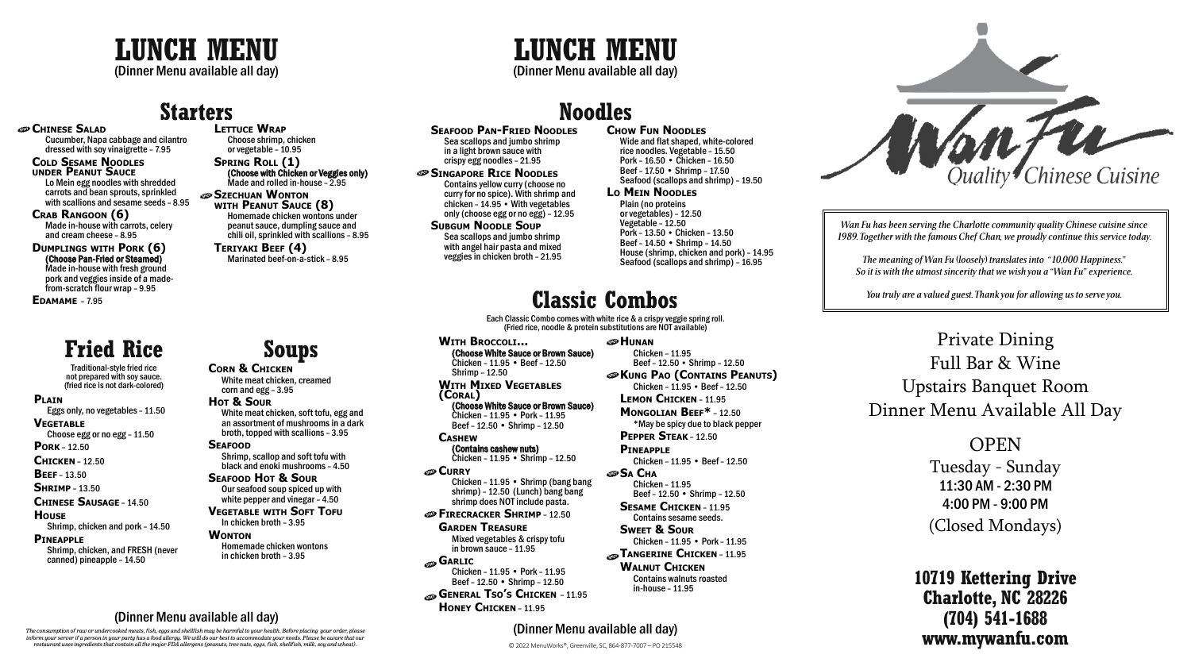# LUNCH MENU

(Dinner Menu available all day)

## Starters

**CHINESE SALAD**
Cucumber, Napa cabbage and cilantro dressed with soy vinaigrette – 7.95

**COLD SESAME NOODLES UNDER PEANUT SAUCE**
Lo Mein egg noodles with shredded carrots and bean sprouts, sprinkled with scallions and sesame seeds – 8.95

**CRAB RANGOON (6)**
Made in-house with carrots, celery and cream cheese – 8.95

**DUMPLINGS WITH PORK (6)**
**(Choose Pan-Fried or Steamed)**
Made in-house with fresh ground pork and veggies inside of a made-from-scratch flour wrap – 9.95

**EDAMAME** – 7.95

**LETTUCE WRAP**
Choose shrimp, chicken or vegetable – 10.95

**SPRING ROLL (1)**
**(Choose with Chicken or Veggies only)**
Made and rolled in-house – 2.95

**SZECHUAN WONTON WITH PEANUT SAUCE (8)**
Homemade chicken wontons under peanut sauce, dumpling sauce and chili oil, sprinkled with scallions – 8.95

**TERIYAKI BEEF (4)**
Marinated beef-on-a-stick – 8.95

## Fried Rice

Traditional-style fried rice not prepared with soy sauce. (fried rice is not dark-colored)

**PLAIN**
Eggs only, no vegetables – 11.50

**VEGETABLE**
Choose egg or no egg – 11.50

**PORK** – 12.50

**CHICKEN** – 12.50

**BEEF** – 13.50

**SHRIMP** – 13.50

**CHINESE SAUSAGE** – 14.50

**HOUSE**
Shrimp, chicken and pork – 14.50

**PINEAPPLE**
Shrimp, chicken, and FRESH (never canned) pineapple – 14.50

## Soups

**CORN & CHICKEN**
White meat chicken, creamed corn and egg – 3.95

**HOT & SOUR**
White meat chicken, soft tofu, egg and an assortment of mushrooms in a dark broth, topped with scallions – 3.95

**SEAFOOD**
Shrimp, scallop and soft tofu with black and enoki mushrooms – 4.50

**SEAFOOD HOT & SOUR**
Our seafood soup spiced up with white pepper and vinegar – 4.50

**VEGETABLE WITH SOFT TOFU**
In chicken broth – 3.95

**WONTON**
Homemade chicken wontons in chicken broth – 3.95

(Dinner Menu available all day)

*The consumption of raw or undercooked meats, fish, eggs and shellfish may be harmful to your health. Before placing your order, please inform your server if a person in your party has a food allergy. We will do our best to accommodate your needs. Please be aware that our restaurant uses ingredients that contain all the major FDA allergens (peanuts, tree nuts, eggs, fish, shellfish, milk, soy and wheat).*

# LUNCH MENU

(Dinner Menu available all day)

## Noodles

**SEAFOOD PAN-FRIED NOODLES**
Sea scallops and jumbo shrimp in a light brown sauce with crispy egg noodles – 21.95

**SINGAPORE RICE NOODLES**
Contains yellow curry (choose no curry for no spice). With shrimp and chicken – 14.95 • With vegetables only (choose egg or no egg) – 12.95

**SUBGUM NOODLE SOUP**
Sea scallops and jumbo shrimp with angel hair pasta and mixed veggies in chicken broth – 21.95

**CHOW FUN NOODLES**
Wide and flat shaped, white-colored rice noodles. Vegetable – 15.50
Pork – 16.50 • Chicken – 16.50
Beef – 17.50 • Shrimp – 17.50
Seafood (scallops and shrimp) – 19.50

**LO MEIN NOODLES**
Plain (no proteins or vegetables) – 12.50
Vegetable – 12.50
Pork – 13.50 • Chicken – 13.50
Beef – 14.50 • Shrimp – 14.50
House (shrimp, chicken and pork) – 14.95
Seafood (scallops and shrimp) – 16.95

## Classic Combos

Each Classic Combo comes with white rice & a crispy veggie spring roll.
(Fried rice, noodle & protein substitutions are NOT available)

**WITH BROCCOLI…**
**(Choose White Sauce or Brown Sauce)**
Chicken – 11.95 • Beef – 12.50
Shrimp – 12.50

**WITH MIXED VEGETABLES (CORAL)**
**(Choose White Sauce or Brown Sauce)**
Chicken – 11.95 • Pork – 11.95
Beef – 12.50 • Shrimp – 12.50

**CASHEW**
**(Contains cashew nuts)**
Chicken – 11.95 • Shrimp – 12.50

**CURRY**
Chicken – 11.95 • Shrimp (bang bang shrimp) – 12.50 (Lunch) bang bang shrimp does NOT include pasta.

**FIRECRACKER SHRIMP** – 12.50

**GARDEN TREASURE**
Mixed vegetables & crispy tofu in brown sauce – 11.95

**GARLIC**
Chicken – 11.95 • Pork – 11.95
Beef – 12.50 • Shrimp – 12.50

**GENERAL TSO'S CHICKEN** – 11.95

**HONEY CHICKEN** – 11.95

**HUNAN**
Chicken – 11.95
Beef – 12.50 • Shrimp – 12.50

**KUNG PAO (CONTAINS PEANUTS)**
Chicken – 11.95 • Beef – 12.50

**LEMON CHICKEN** – 11.95

**MONGOLIAN BEEF*** – 12.50
*May be spicy due to black pepper

**PEPPER STEAK** – 12.50

**PINEAPPLE**
Chicken – 11.95 • Beef – 12.50

**SA CHA**
Chicken – 11.95
Beef – 12.50 • Shrimp – 12.50

**SESAME CHICKEN** – 11.95
Contains sesame seeds.

**SWEET & SOUR**
Chicken – 11.95 • Pork – 11.95

**TANGERINE CHICKEN** – 11.95

**WALNUT CHICKEN**
Contains walnuts roasted in-house – 11.95

(Dinner Menu available all day)

© 2022 MenuWorks®, Greenville, SC, 864-877-7007 – PO 215548

# Wan Fu

Quality Chinese Cuisine

*Wan Fu has been serving the Charlotte community quality Chinese cuisine since 1989. Together with the famous Chef Chan, we proudly continue this service today.*

*The meaning of Wan Fu (loosely) translates into "10,000 Happiness." So it is with the utmost sincerity that we wish you a "Wan Fu" experience.*

*You truly are a valued guest. Thank you for allowing us to serve you.*

Private Dining
Full Bar & Wine
Upstairs Banquet Room
Dinner Menu Available All Day

OPEN
Tuesday - Sunday
11:30 AM - 2:30 PM
4:00 PM - 9:00 PM
(Closed Mondays)

**10719 Kettering Drive**
**Charlotte, NC 28226**
**(704) 541-1688**
**www.mywanfu.com**